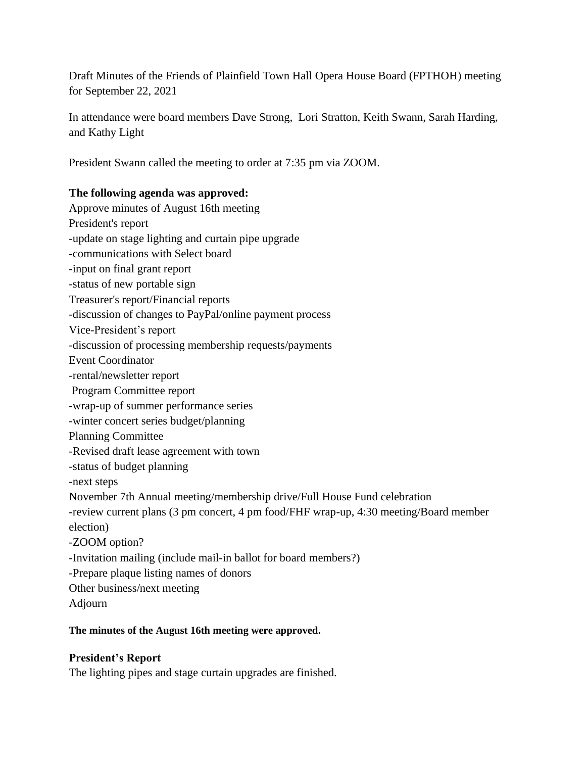Draft Minutes of the Friends of Plainfield Town Hall Opera House Board (FPTHOH) meeting for September 22, 2021

In attendance were board members Dave Strong, Lori Stratton, Keith Swann, Sarah Harding, and Kathy Light

President Swann called the meeting to order at 7:35 pm via ZOOM.

**The following agenda was approved:**

Approve minutes of August 16th meeting
President's report
-update on stage lighting and curtain pipe upgrade
-communications with Select board
-input on final grant report
-status of new portable sign
Treasurer's report/Financial reports
-discussion of changes to PayPal/online payment process
Vice-President's report
-discussion of processing membership requests/payments
Event Coordinator
-rental/newsletter report
Program Committee report
-wrap-up of summer performance series
-winter concert series budget/planning
Planning Committee
-Revised draft lease agreement with town
-status of budget planning
-next steps
November 7th Annual meeting/membership drive/Full House Fund celebration
-review current plans (3 pm concert, 4 pm food/FHF wrap-up, 4:30 meeting/Board member election)
-ZOOM option?
-Invitation mailing (include mail-in ballot for board members?)
-Prepare plaque listing names of donors
Other business/next meeting
Adjourn

**The minutes of the August 16th meeting were approved.**

**President's Report**

The lighting pipes and stage curtain upgrades are finished.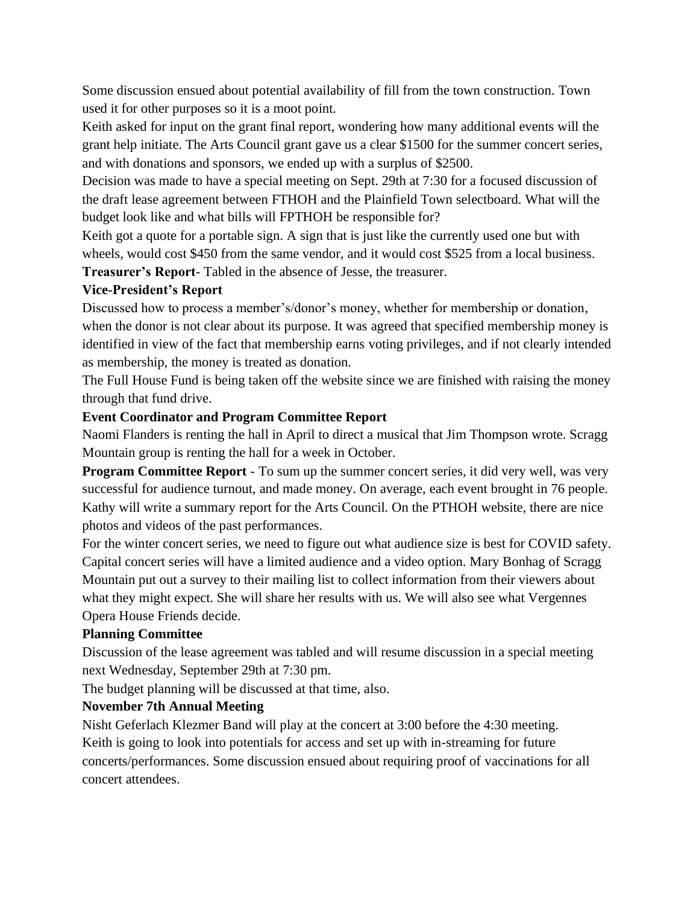Some discussion ensued about potential availability of fill from the town construction. Town used it for other purposes so it is a moot point.

Keith asked for input on the grant final report, wondering how many additional events will the grant help initiate. The Arts Council grant gave us a clear $1500 for the summer concert series, and with donations and sponsors, we ended up with a surplus of $2500.

Decision was made to have a special meeting on Sept. 29th at 7:30 for a focused discussion of the draft lease agreement between FTHOH and the Plainfield Town selectboard. What will the budget look like and what bills will FPTHOH be responsible for?

Keith got a quote for a portable sign. A sign that is just like the currently used one but with wheels, would cost $450 from the same vendor, and it would cost $525 from a local business.

**Treasurer's Report**- Tabled in the absence of Jesse, the treasurer.

**Vice-President's Report**

Discussed how to process a member's/donor's money, whether for membership or donation, when the donor is not clear about its purpose. It was agreed that specified membership money is identified in view of the fact that membership earns voting privileges, and if not clearly intended as membership, the money is treated as donation.

The Full House Fund is being taken off the website since we are finished with raising the money through that fund drive.

**Event Coordinator and Program Committee Report**

Naomi Flanders is renting the hall in April to direct a musical that Jim Thompson wrote. Scragg Mountain group is renting the hall for a week in October.

**Program Committee Report** - To sum up the summer concert series, it did very well, was very successful for audience turnout, and made money. On average, each event brought in 76 people. Kathy will write a summary report for the Arts Council. On the PTHOH website, there are nice photos and videos of the past performances.

For the winter concert series, we need to figure out what audience size is best for COVID safety. Capital concert series will have a limited audience and a video option. Mary Bonhag of Scragg Mountain put out a survey to their mailing list to collect information from their viewers about what they might expect. She will share her results with us. We will also see what Vergennes Opera House Friends decide.

**Planning Committee**

Discussion of the lease agreement was tabled and will resume discussion in a special meeting next Wednesday, September 29th at 7:30 pm.

The budget planning will be discussed at that time, also.

**November 7th Annual Meeting**

Nisht Geferlach Klezmer Band will play at the concert at 3:00 before the 4:30 meeting.

Keith is going to look into potentials for access and set up with in-streaming for future concerts/performances. Some discussion ensued about requiring proof of vaccinations for all concert attendees.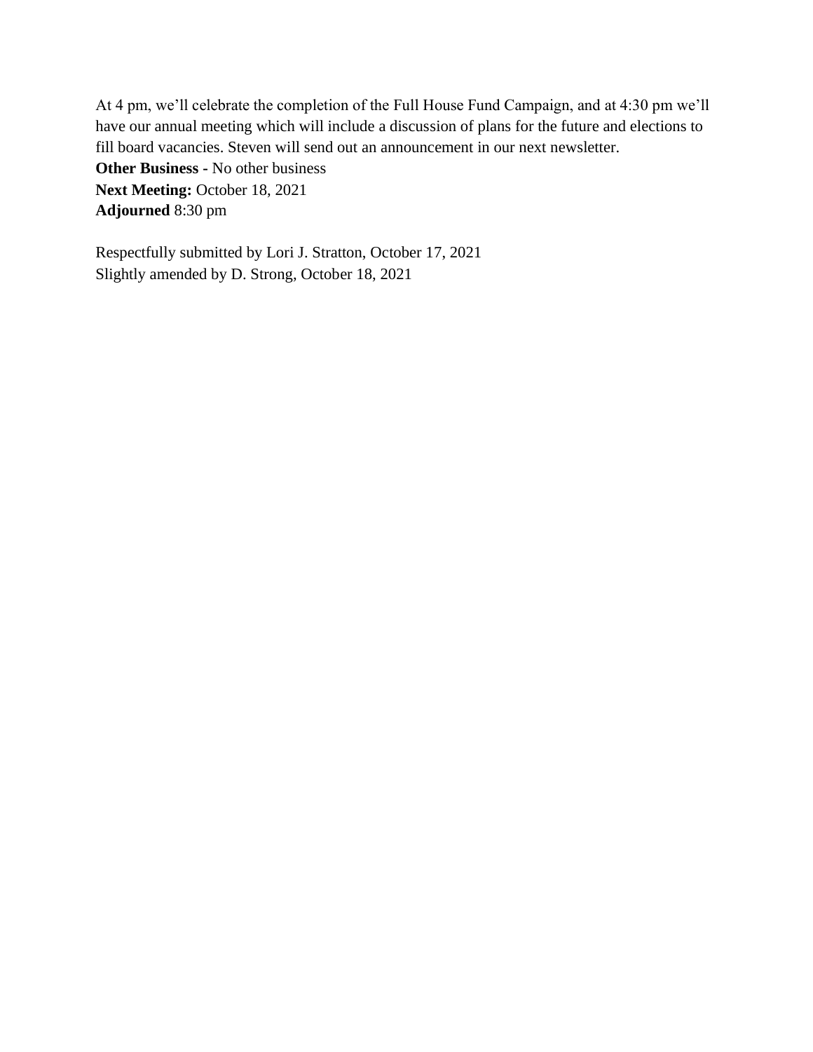At 4 pm, we'll celebrate the completion of the Full House Fund Campaign, and at 4:30 pm we'll have our annual meeting which will include a discussion of plans for the future and elections to fill board vacancies. Steven will send out an announcement in our next newsletter.

**Other Business -** No other business

**Next Meeting:** October 18, 2021

**Adjourned** 8:30 pm

Respectfully submitted by Lori J. Stratton, October 17, 2021
Slightly amended by D. Strong, October 18, 2021